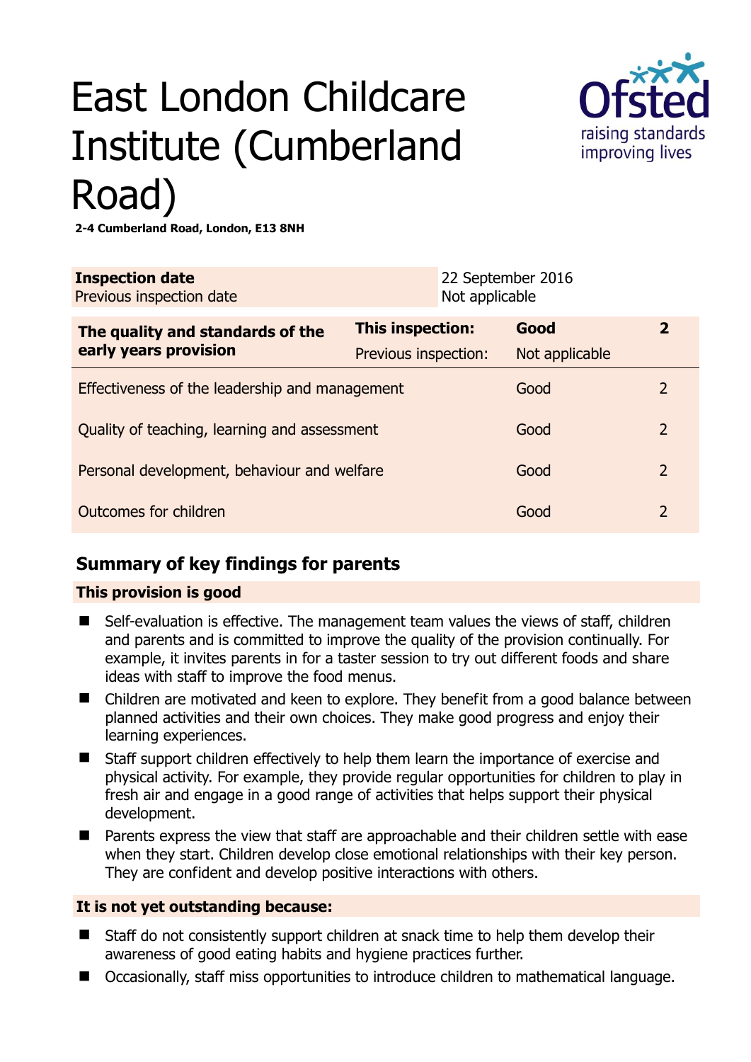# East London Childcare Institute (Cumberland Road)

**2-4 Cumberland Road, London, E13 8NH**

| | |
|---|---|
| **Inspection date** | 22 September 2016 |
| Previous inspection date | Not applicable |

| | | | |
|---|---|---|---|
| **The quality and standards of the early years provision** | **This inspection:** | **Good** | **2** |
| | Previous inspection: | Not applicable | |
| Effectiveness of the leadership and management | | Good | 2 |
| Quality of teaching, learning and assessment | | Good | 2 |
| Personal development, behaviour and welfare | | Good | 2 |
| Outcomes for children | | Good | 2 |

## Summary of key findings for parents

**This provision is good**

- Self-evaluation is effective. The management team values the views of staff, children and parents and is committed to improve the quality of the provision continually. For example, it invites parents in for a taster session to try out different foods and share ideas with staff to improve the food menus.
- Children are motivated and keen to explore. They benefit from a good balance between planned activities and their own choices. They make good progress and enjoy their learning experiences.
- Staff support children effectively to help them learn the importance of exercise and physical activity. For example, they provide regular opportunities for children to play in fresh air and engage in a good range of activities that helps support their physical development.
- Parents express the view that staff are approachable and their children settle with ease when they start. Children develop close emotional relationships with their key person. They are confident and develop positive interactions with others.

**It is not yet outstanding because:**

- Staff do not consistently support children at snack time to help them develop their awareness of good eating habits and hygiene practices further.
- Occasionally, staff miss opportunities to introduce children to mathematical language.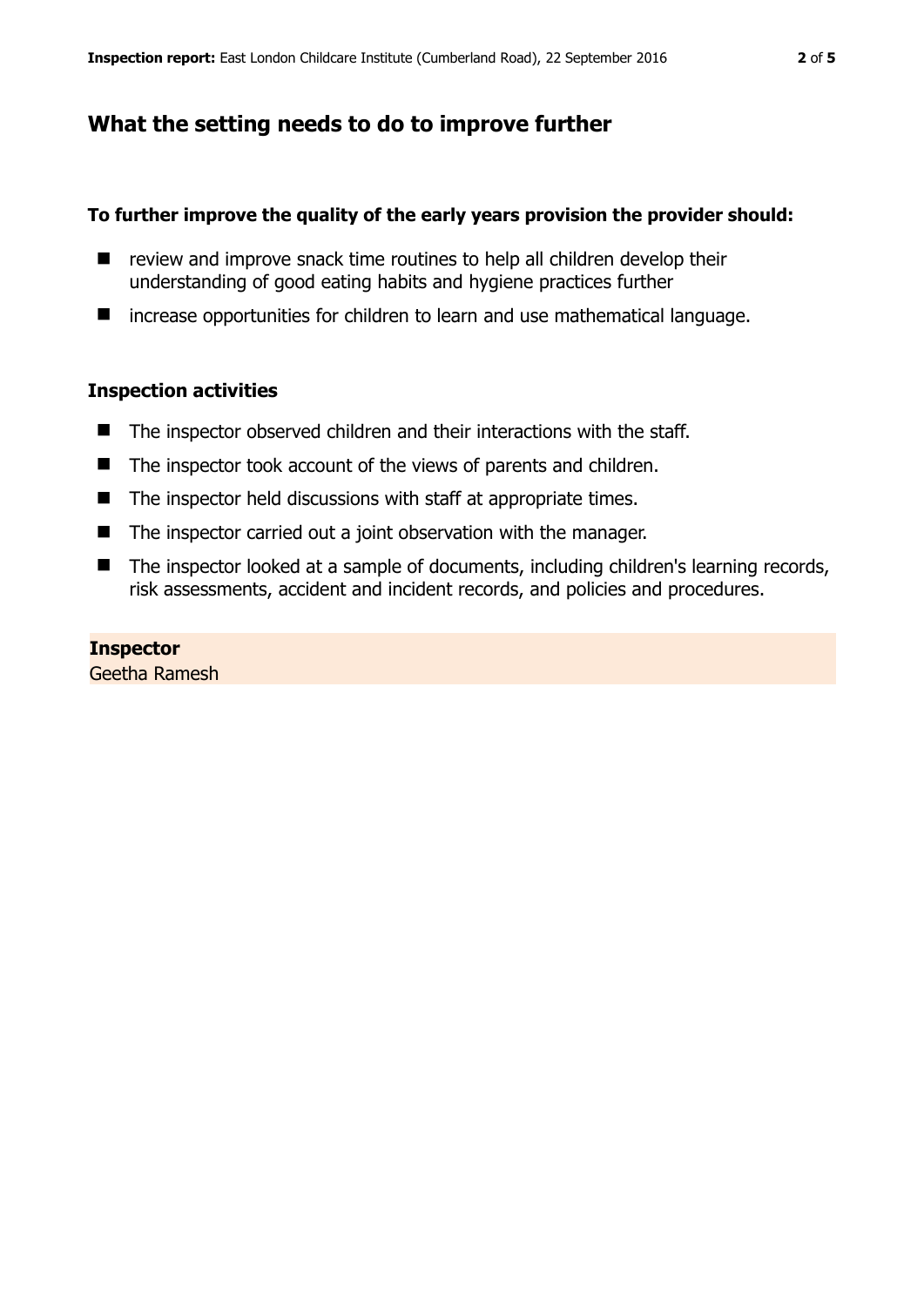## What the setting needs to do to improve further

**To further improve the quality of the early years provision the provider should:**

- review and improve snack time routines to help all children develop their understanding of good eating habits and hygiene practices further
- increase opportunities for children to learn and use mathematical language.

### Inspection activities

- The inspector observed children and their interactions with the staff.
- The inspector took account of the views of parents and children.
- The inspector held discussions with staff at appropriate times.
- The inspector carried out a joint observation with the manager.
- The inspector looked at a sample of documents, including children's learning records, risk assessments, accident and incident records, and policies and procedures.

**Inspector**
Geetha Ramesh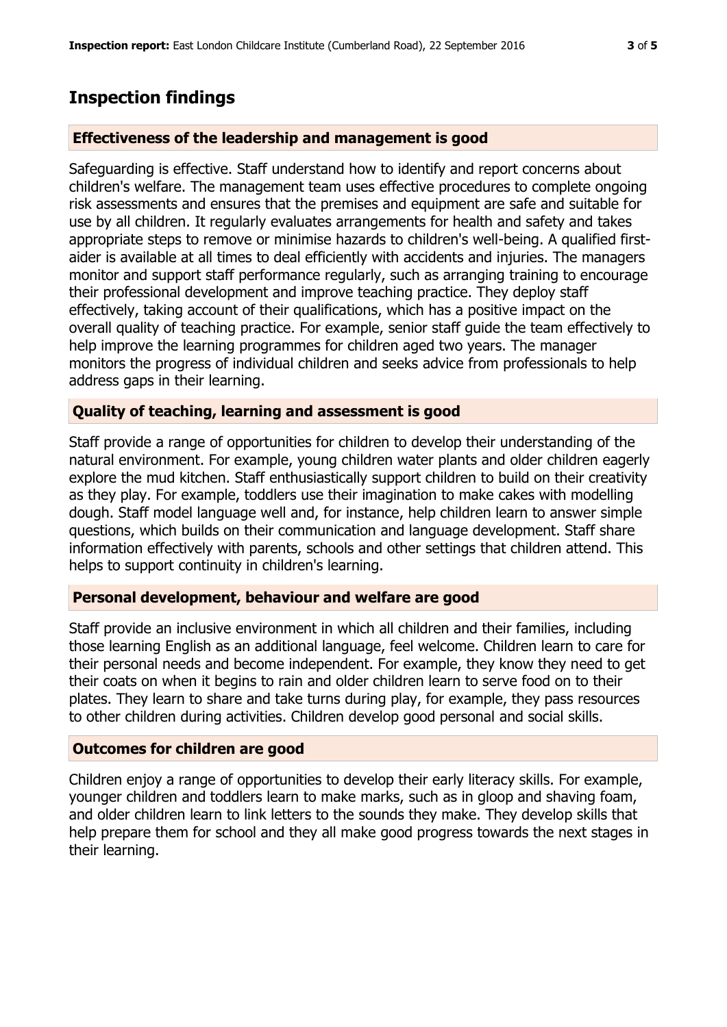## Inspection findings

### Effectiveness of the leadership and management is good

Safeguarding is effective. Staff understand how to identify and report concerns about children's welfare. The management team uses effective procedures to complete ongoing risk assessments and ensures that the premises and equipment are safe and suitable for use by all children. It regularly evaluates arrangements for health and safety and takes appropriate steps to remove or minimise hazards to children's well-being. A qualified first-aider is available at all times to deal efficiently with accidents and injuries. The managers monitor and support staff performance regularly, such as arranging training to encourage their professional development and improve teaching practice. They deploy staff effectively, taking account of their qualifications, which has a positive impact on the overall quality of teaching practice. For example, senior staff guide the team effectively to help improve the learning programmes for children aged two years. The manager monitors the progress of individual children and seeks advice from professionals to help address gaps in their learning.

### Quality of teaching, learning and assessment is good

Staff provide a range of opportunities for children to develop their understanding of the natural environment. For example, young children water plants and older children eagerly explore the mud kitchen. Staff enthusiastically support children to build on their creativity as they play. For example, toddlers use their imagination to make cakes with modelling dough. Staff model language well and, for instance, help children learn to answer simple questions, which builds on their communication and language development. Staff share information effectively with parents, schools and other settings that children attend. This helps to support continuity in children's learning.

### Personal development, behaviour and welfare are good

Staff provide an inclusive environment in which all children and their families, including those learning English as an additional language, feel welcome. Children learn to care for their personal needs and become independent. For example, they know they need to get their coats on when it begins to rain and older children learn to serve food on to their plates. They learn to share and take turns during play, for example, they pass resources to other children during activities. Children develop good personal and social skills.

### Outcomes for children are good

Children enjoy a range of opportunities to develop their early literacy skills. For example, younger children and toddlers learn to make marks, such as in gloop and shaving foam, and older children learn to link letters to the sounds they make. They develop skills that help prepare them for school and they all make good progress towards the next stages in their learning.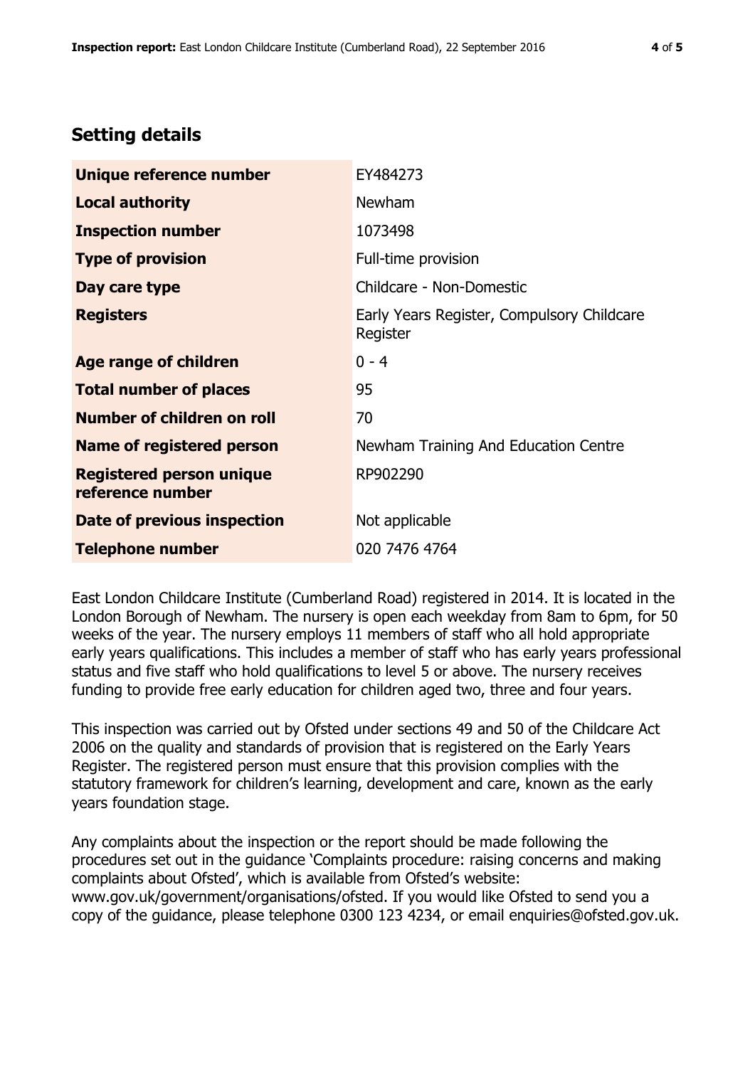## Setting details

| | |
|---|---|
| **Unique reference number** | EY484273 |
| **Local authority** | Newham |
| **Inspection number** | 1073498 |
| **Type of provision** | Full-time provision |
| **Day care type** | Childcare - Non-Domestic |
| **Registers** | Early Years Register, Compulsory Childcare Register |
| **Age range of children** | 0 - 4 |
| **Total number of places** | 95 |
| **Number of children on roll** | 70 |
| **Name of registered person** | Newham Training And Education Centre |
| **Registered person unique reference number** | RP902290 |
| **Date of previous inspection** | Not applicable |
| **Telephone number** | 020 7476 4764 |

East London Childcare Institute (Cumberland Road) registered in 2014. It is located in the London Borough of Newham. The nursery is open each weekday from 8am to 6pm, for 50 weeks of the year. The nursery employs 11 members of staff who all hold appropriate early years qualifications. This includes a member of staff who has early years professional status and five staff who hold qualifications to level 5 or above. The nursery receives funding to provide free early education for children aged two, three and four years.

This inspection was carried out by Ofsted under sections 49 and 50 of the Childcare Act 2006 on the quality and standards of provision that is registered on the Early Years Register. The registered person must ensure that this provision complies with the statutory framework for children's learning, development and care, known as the early years foundation stage.

Any complaints about the inspection or the report should be made following the procedures set out in the guidance 'Complaints procedure: raising concerns and making complaints about Ofsted', which is available from Ofsted's website: www.gov.uk/government/organisations/ofsted. If you would like Ofsted to send you a copy of the guidance, please telephone 0300 123 4234, or email enquiries@ofsted.gov.uk.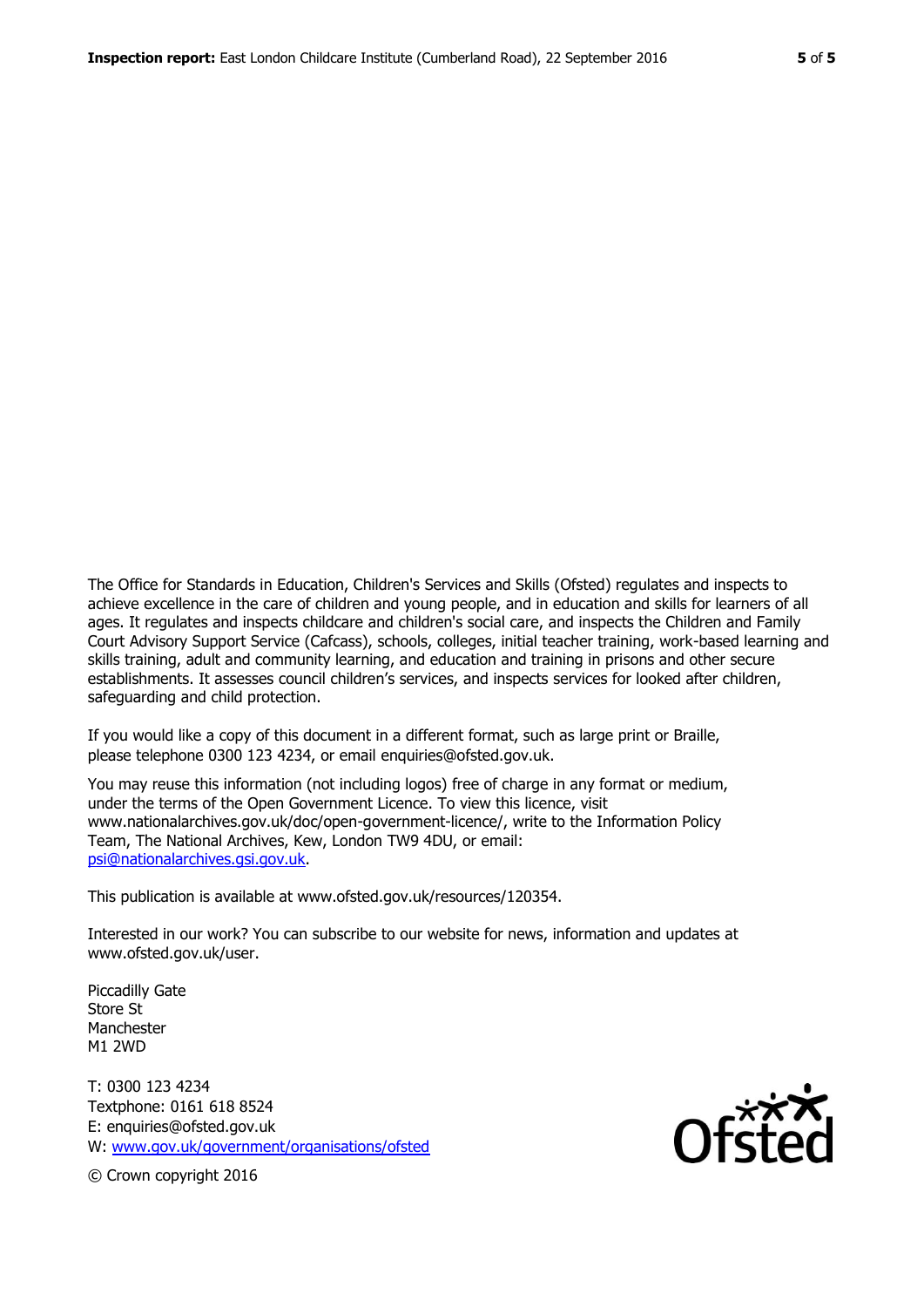The Office for Standards in Education, Children's Services and Skills (Ofsted) regulates and inspects to achieve excellence in the care of children and young people, and in education and skills for learners of all ages. It regulates and inspects childcare and children's social care, and inspects the Children and Family Court Advisory Support Service (Cafcass), schools, colleges, initial teacher training, work-based learning and skills training, adult and community learning, and education and training in prisons and other secure establishments. It assesses council children's services, and inspects services for looked after children, safeguarding and child protection.

If you would like a copy of this document in a different format, such as large print or Braille, please telephone 0300 123 4234, or email enquiries@ofsted.gov.uk.

You may reuse this information (not including logos) free of charge in any format or medium, under the terms of the Open Government Licence. To view this licence, visit www.nationalarchives.gov.uk/doc/open-government-licence/, write to the Information Policy Team, The National Archives, Kew, London TW9 4DU, or email: psi@nationalarchives.gsi.gov.uk.

This publication is available at www.ofsted.gov.uk/resources/120354.

Interested in our work? You can subscribe to our website for news, information and updates at www.ofsted.gov.uk/user.

Piccadilly Gate
Store St
Manchester
M1 2WD

T: 0300 123 4234
Textphone: 0161 618 8524
E: enquiries@ofsted.gov.uk
W: www.gov.uk/government/organisations/ofsted

© Crown copyright 2016